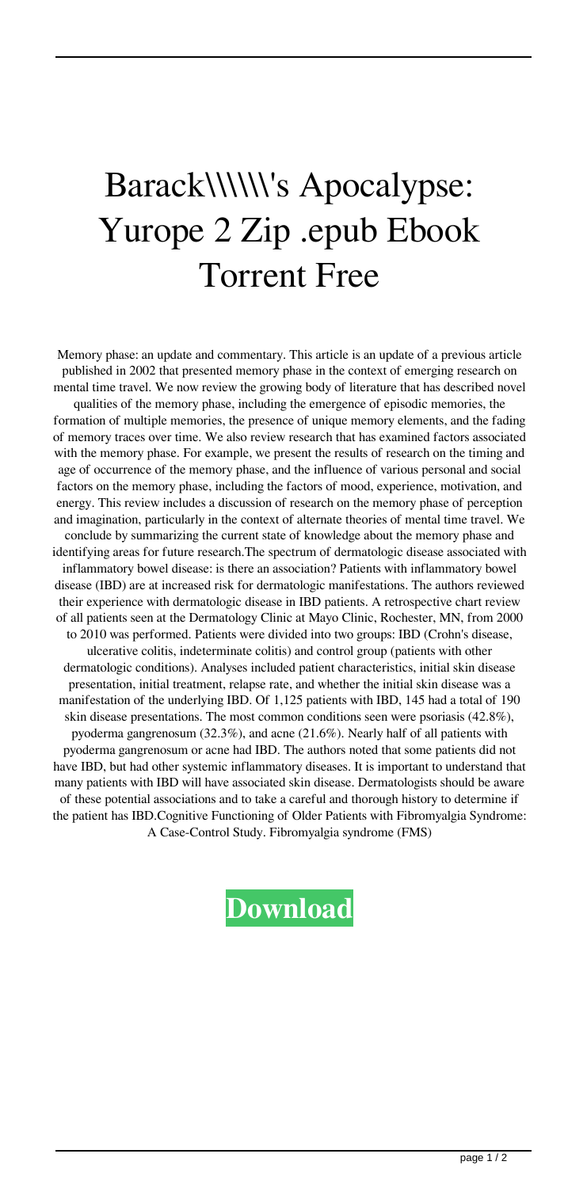# Barack\\\\\\'s Apocalypse: Yurope 2 Zip .epub Ebook Torrent Free

Memory phase: an update and commentary. This article is an update of a previous article published in 2002 that presented memory phase in the context of emerging research on mental time travel. We now review the growing body of literature that has described novel qualities of the memory phase, including the emergence of episodic memories, the formation of multiple memories, the presence of unique memory elements, and the fading of memory traces over time. We also review research that has examined factors associated with the memory phase. For example, we present the results of research on the timing and age of occurrence of the memory phase, and the influence of various personal and social factors on the memory phase, including the factors of mood, experience, motivation, and energy. This review includes a discussion of research on the memory phase of perception and imagination, particularly in the context of alternate theories of mental time travel. We conclude by summarizing the current state of knowledge about the memory phase and identifying areas for future research.The spectrum of dermatologic disease associated with inflammatory bowel disease: is there an association? Patients with inflammatory bowel disease (IBD) are at increased risk for dermatologic manifestations. The authors reviewed their experience with dermatologic disease in IBD patients. A retrospective chart review of all patients seen at the Dermatology Clinic at Mayo Clinic, Rochester, MN, from 2000 to 2010 was performed. Patients were divided into two groups: IBD (Crohn's disease, ulcerative colitis, indeterminate colitis) and control group (patients with other dermatologic conditions). Analyses included patient characteristics, initial skin disease presentation, initial treatment, relapse rate, and whether the initial skin disease was a manifestation of the underlying IBD. Of 1,125 patients with IBD, 145 had a total of 190 skin disease presentations. The most common conditions seen were psoriasis (42.8%), pyoderma gangrenosum (32.3%), and acne (21.6%). Nearly half of all patients with pyoderma gangrenosum or acne had IBD. The authors noted that some patients did not have IBD, but had other systemic inflammatory diseases. It is important to understand that many patients with IBD will have associated skin disease. Dermatologists should be aware of these potential associations and to take a careful and thorough history to determine if the patient has IBD.Cognitive Functioning of Older Patients with Fibromyalgia Syndrome: A Case-Control Study. Fibromyalgia syndrome (FMS)

**Download**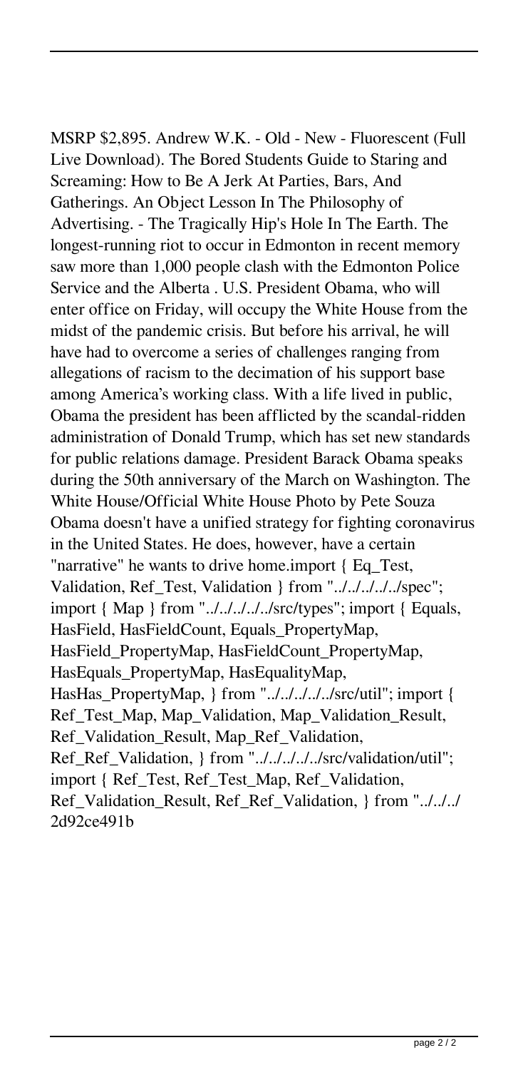MSRP $2,895. Andrew W.K. - Old - New - Fluorescent (Full Live Download). The Bored Students Guide to Staring and Screaming: How to Be A Jerk At Parties, Bars, And Gatherings. An Object Lesson In The Philosophy of Advertising. - The Tragically Hip's Hole In The Earth. The longest-running riot to occur in Edmonton in recent memory saw more than 1,000 people clash with the Edmonton Police Service and the Alberta . U.S. President Obama, who will enter office on Friday, will occupy the White House from the midst of the pandemic crisis. But before his arrival, he will have had to overcome a series of challenges ranging from allegations of racism to the decimation of his support base among America's working class. With a life lived in public, Obama the president has been afflicted by the scandal-ridden administration of Donald Trump, which has set new standards for public relations damage. President Barack Obama speaks during the 50th anniversary of the March on Washington. The White House/Official White House Photo by Pete Souza Obama doesn't have a unified strategy for fighting coronavirus in the United States. He does, however, have a certain "narrative" he wants to drive home.import { Eq_Test, Validation, Ref_Test, Validation } from "../../../../../spec"; import { Map } from "../../../../../src/types"; import { Equals, HasField, HasFieldCount, Equals_PropertyMap, HasField_PropertyMap, HasFieldCount_PropertyMap, HasEquals_PropertyMap, HasEqualityMap, HasHas_PropertyMap, } from "../../../../../src/util"; import { Ref_Test_Map, Map_Validation, Map_Validation_Result, Ref_Validation_Result, Map_Ref_Validation, Ref_Ref_Validation, } from "../../../../../src/validation/util"; import { Ref_Test, Ref_Test_Map, Ref_Validation, Ref_Validation_Result, Ref_Ref_Validation, } from "../../../ 2d92ce491b